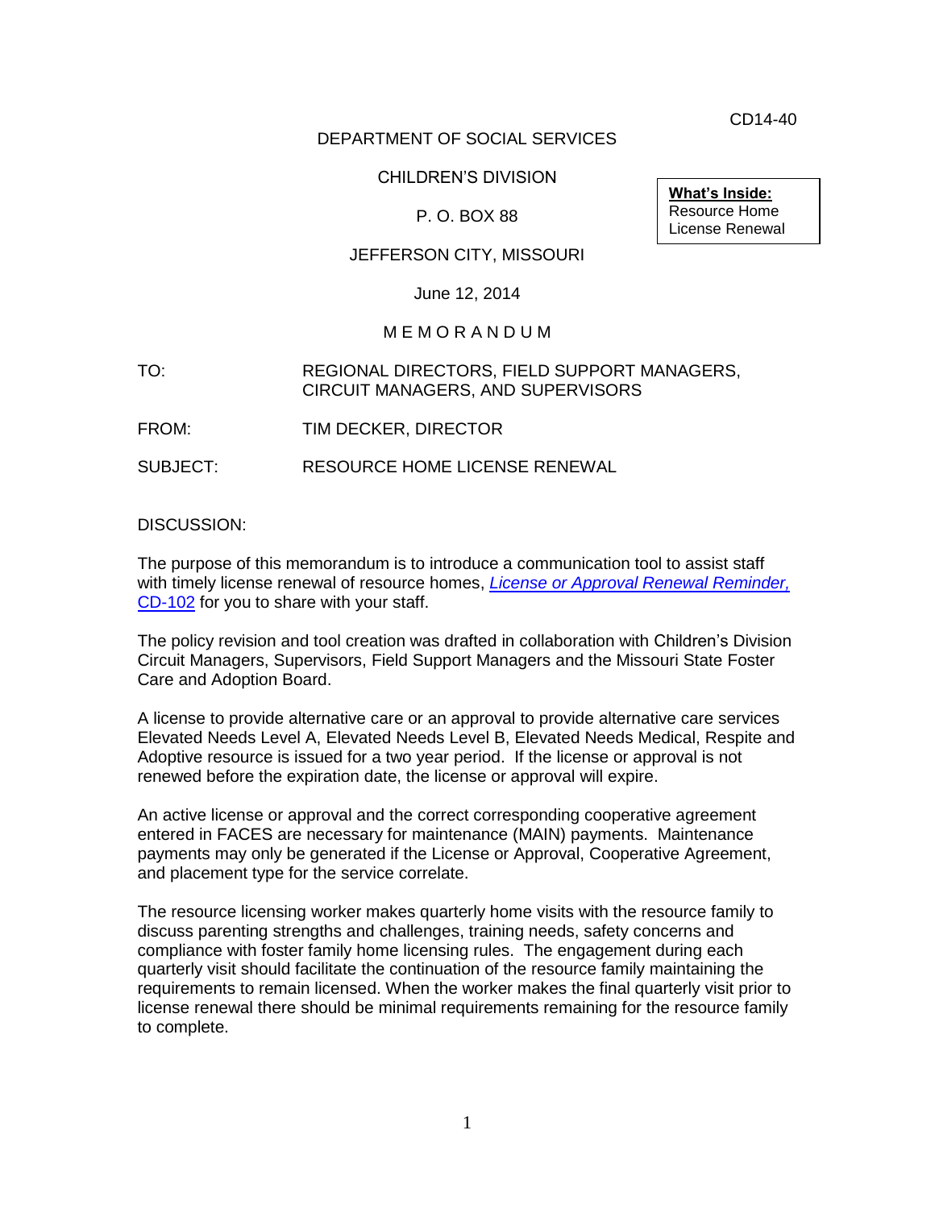CD14-40

DEPARTMENT OF SOCIAL SERVICES

CHILDREN'S DIVISION

P. O. BOX 88

JEFFERSON CITY, MISSOURI

June 12, 2014

**What's Inside:**
Resource Home License Renewal

M E M O R A N D U M

TO: REGIONAL DIRECTORS, FIELD SUPPORT MANAGERS, CIRCUIT MANAGERS, AND SUPERVISORS

FROM: TIM DECKER, DIRECTOR

SUBJECT: RESOURCE HOME LICENSE RENEWAL

DISCUSSION:

The purpose of this memorandum is to introduce a communication tool to assist staff with timely license renewal of resource homes, *License or Approval Renewal Reminder,* CD-102 for you to share with your staff.

The policy revision and tool creation was drafted in collaboration with Children's Division Circuit Managers, Supervisors, Field Support Managers and the Missouri State Foster Care and Adoption Board.

A license to provide alternative care or an approval to provide alternative care services Elevated Needs Level A, Elevated Needs Level B, Elevated Needs Medical, Respite and Adoptive resource is issued for a two year period. If the license or approval is not renewed before the expiration date, the license or approval will expire.

An active license or approval and the correct corresponding cooperative agreement entered in FACES are necessary for maintenance (MAIN) payments. Maintenance payments may only be generated if the License or Approval, Cooperative Agreement, and placement type for the service correlate.

The resource licensing worker makes quarterly home visits with the resource family to discuss parenting strengths and challenges, training needs, safety concerns and compliance with foster family home licensing rules. The engagement during each quarterly visit should facilitate the continuation of the resource family maintaining the requirements to remain licensed. When the worker makes the final quarterly visit prior to license renewal there should be minimal requirements remaining for the resource family to complete.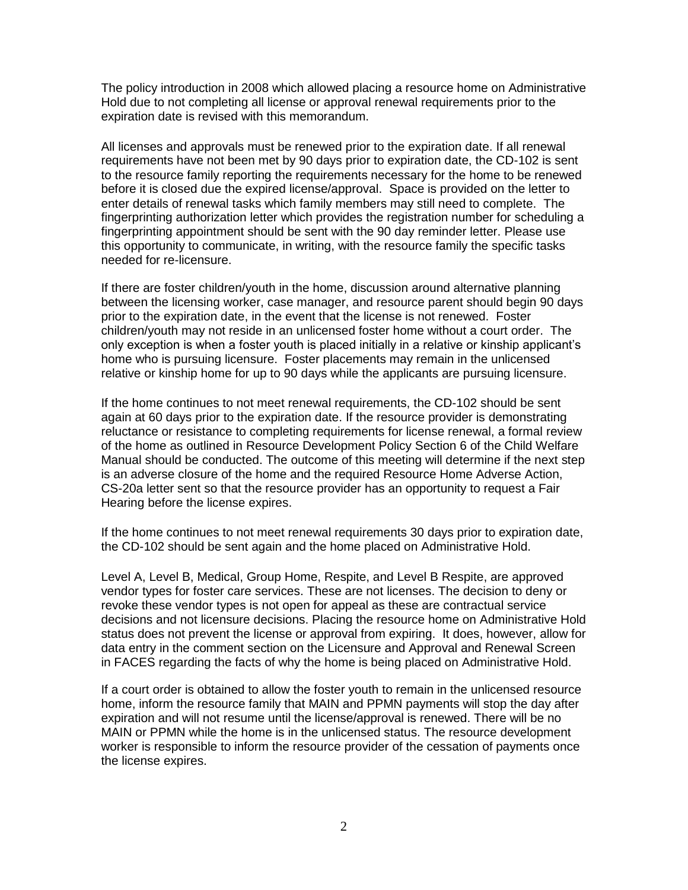The policy introduction in 2008 which allowed placing a resource home on Administrative Hold due to not completing all license or approval renewal requirements prior to the expiration date is revised with this memorandum.

All licenses and approvals must be renewed prior to the expiration date. If all renewal requirements have not been met by 90 days prior to expiration date, the CD-102 is sent to the resource family reporting the requirements necessary for the home to be renewed before it is closed due the expired license/approval. Space is provided on the letter to enter details of renewal tasks which family members may still need to complete. The fingerprinting authorization letter which provides the registration number for scheduling a fingerprinting appointment should be sent with the 90 day reminder letter. Please use this opportunity to communicate, in writing, with the resource family the specific tasks needed for re-licensure.

If there are foster children/youth in the home, discussion around alternative planning between the licensing worker, case manager, and resource parent should begin 90 days prior to the expiration date, in the event that the license is not renewed. Foster children/youth may not reside in an unlicensed foster home without a court order. The only exception is when a foster youth is placed initially in a relative or kinship applicant's home who is pursuing licensure. Foster placements may remain in the unlicensed relative or kinship home for up to 90 days while the applicants are pursuing licensure.

If the home continues to not meet renewal requirements, the CD-102 should be sent again at 60 days prior to the expiration date. If the resource provider is demonstrating reluctance or resistance to completing requirements for license renewal, a formal review of the home as outlined in Resource Development Policy Section 6 of the Child Welfare Manual should be conducted. The outcome of this meeting will determine if the next step is an adverse closure of the home and the required Resource Home Adverse Action, CS-20a letter sent so that the resource provider has an opportunity to request a Fair Hearing before the license expires.

If the home continues to not meet renewal requirements 30 days prior to expiration date, the CD-102 should be sent again and the home placed on Administrative Hold.

Level A, Level B, Medical, Group Home, Respite, and Level B Respite, are approved vendor types for foster care services. These are not licenses. The decision to deny or revoke these vendor types is not open for appeal as these are contractual service decisions and not licensure decisions. Placing the resource home on Administrative Hold status does not prevent the license or approval from expiring. It does, however, allow for data entry in the comment section on the Licensure and Approval and Renewal Screen in FACES regarding the facts of why the home is being placed on Administrative Hold.

If a court order is obtained to allow the foster youth to remain in the unlicensed resource home, inform the resource family that MAIN and PPMN payments will stop the day after expiration and will not resume until the license/approval is renewed. There will be no MAIN or PPMN while the home is in the unlicensed status. The resource development worker is responsible to inform the resource provider of the cessation of payments once the license expires.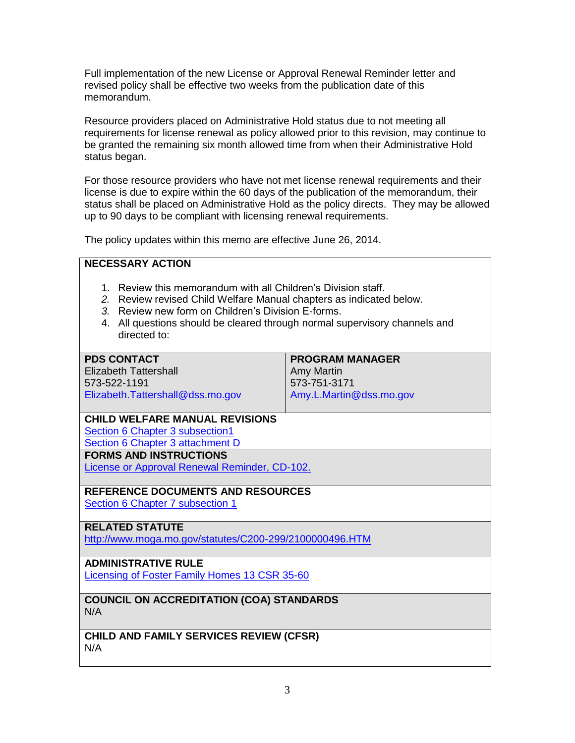Full implementation of the new License or Approval Renewal Reminder letter and revised policy shall be effective two weeks from the publication date of this memorandum.

Resource providers placed on Administrative Hold status due to not meeting all requirements for license renewal as policy allowed prior to this revision, may continue to be granted the remaining six month allowed time from when their Administrative Hold status began.

For those resource providers who have not met license renewal requirements and their license is due to expire within the 60 days of the publication of the memorandum, their status shall be placed on Administrative Hold as the policy directs. They may be allowed up to 90 days to be compliant with licensing renewal requirements.

The policy updates within this memo are effective June 26, 2014.

**NECESSARY ACTION**

1. Review this memorandum with all Children's Division staff.
2. Review revised Child Welfare Manual chapters as indicated below.
3. Review new form on Children's Division E-forms.
4. All questions should be cleared through normal supervisory channels and directed to:

| PDS CONTACT | PROGRAM MANAGER |
|---|---|
| Elizabeth Tattershall | Amy Martin |
| 573-522-1191 | 573-751-3171 |
| Elizabeth.Tattershall@dss.mo.gov | Amy.L.Martin@dss.mo.gov |

**CHILD WELFARE MANUAL REVISIONS**

Section 6 Chapter 3 subsection1

Section 6 Chapter 3 attachment D

**FORMS AND INSTRUCTIONS**

License or Approval Renewal Reminder, CD-102.

**REFERENCE DOCUMENTS AND RESOURCES**

Section 6 Chapter 7 subsection 1

**RELATED STATUTE**

http://www.moga.mo.gov/statutes/C200-299/2100000496.HTM

**ADMINISTRATIVE RULE**

Licensing of Foster Family Homes 13 CSR 35-60

**COUNCIL ON ACCREDITATION (COA) STANDARDS**

N/A

**CHILD AND FAMILY SERVICES REVIEW (CFSR)**

N/A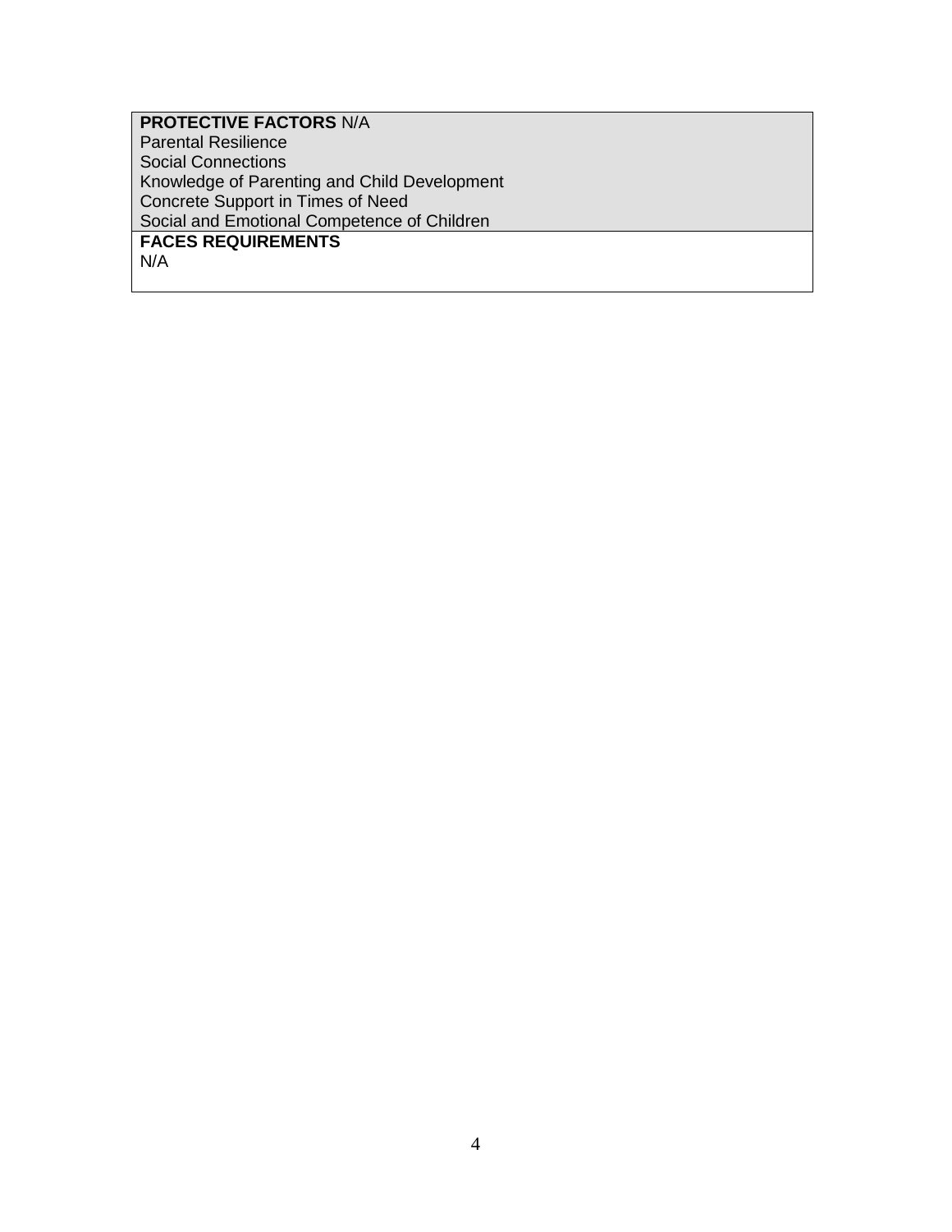**PROTECTIVE FACTORS** N/A
Parental Resilience
Social Connections
Knowledge of Parenting and Child Development
Concrete Support in Times of Need
Social and Emotional Competence of Children

**FACES REQUIREMENTS**
N/A